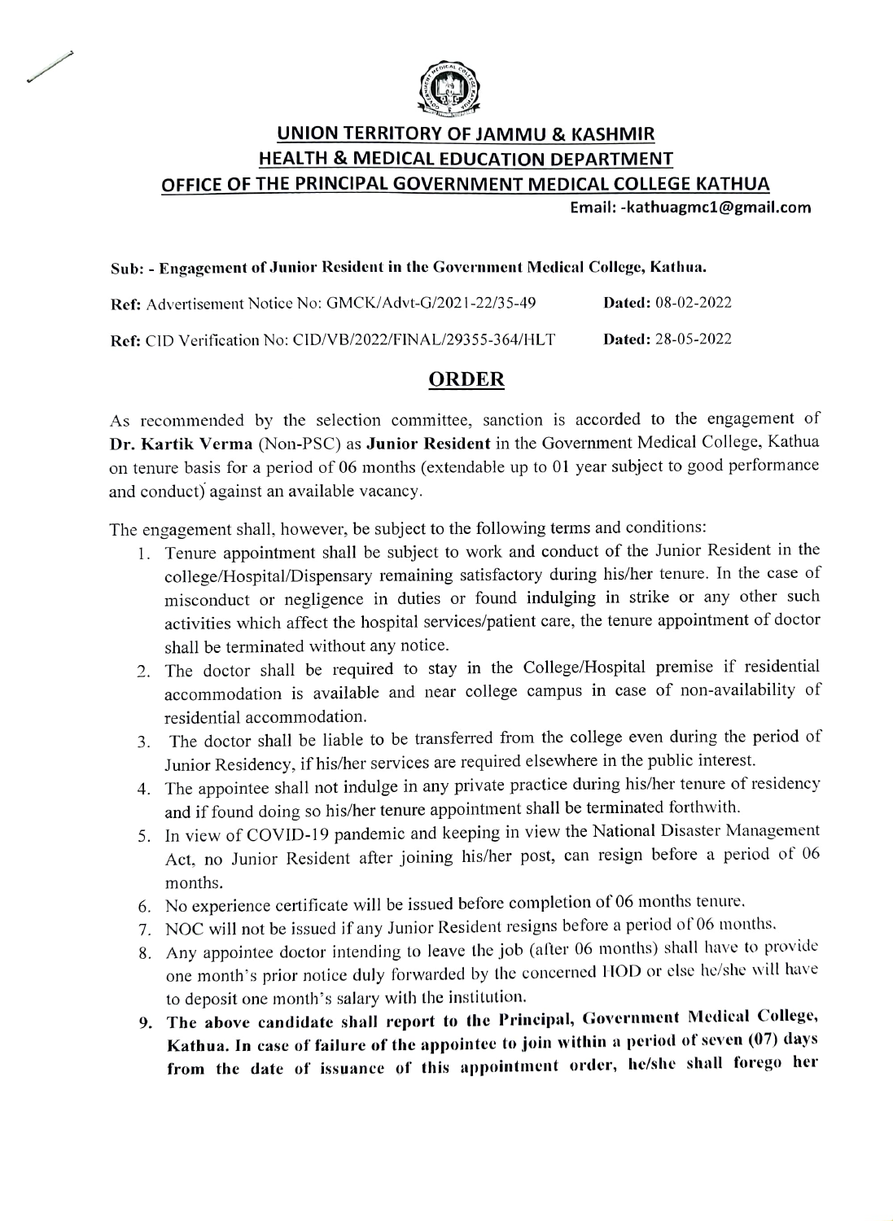# UNION TERRITORY OF JAMMU & KASHMIR
## HEALTH & MEDICAL EDUCATION DEPARTMENT
### OFFICE OF THE PRINCIPAL GOVERNMENT MEDICAL COLLEGE KATHUA

**Email: -kathuagmc1@gmail.com**

**Sub: - Engagement of Junior Resident in the Government Medical College, Kathua.**

**Ref:** Advertisement Notice No: GMCK/Advt-G/2021-22/35-49 **Dated:** 08-02-2022

**Ref:** CID Verification No: CID/VB/2022/FINAL/29355-364/HLT **Dated:** 28-05-2022

## ORDER

As recommended by the selection committee, sanction is accorded to the engagement of **Dr. Kartik Verma** (Non-PSC) as **Junior Resident** in the Government Medical College, Kathua on tenure basis for a period of 06 months (extendable up to 01 year subject to good performance and conduct) against an available vacancy.

The engagement shall, however, be subject to the following terms and conditions:

1. Tenure appointment shall be subject to work and conduct of the Junior Resident in the college/Hospital/Dispensary remaining satisfactory during his/her tenure. In the case of misconduct or negligence in duties or found indulging in strike or any other such activities which affect the hospital services/patient care, the tenure appointment of doctor shall be terminated without any notice.
2. The doctor shall be required to stay in the College/Hospital premise if residential accommodation is available and near college campus in case of non-availability of residential accommodation.
3. The doctor shall be liable to be transferred from the college even during the period of Junior Residency, if his/her services are required elsewhere in the public interest.
4. The appointee shall not indulge in any private practice during his/her tenure of residency and if found doing so his/her tenure appointment shall be terminated forthwith.
5. In view of COVID-19 pandemic and keeping in view the National Disaster Management Act, no Junior Resident after joining his/her post, can resign before a period of 06 months.
6. No experience certificate will be issued before completion of 06 months tenure.
7. NOC will not be issued if any Junior Resident resigns before a period of 06 months.
8. Any appointee doctor intending to leave the job (after 06 months) shall have to provide one month's prior notice duly forwarded by the concerned HOD or else he/she will have to deposit one month's salary with the institution.
9. **The above candidate shall report to the Principal, Government Medical College, Kathua. In case of failure of the appointee to join within a period of seven (07) days from the date of issuance of this appointment order, he/she shall forego her**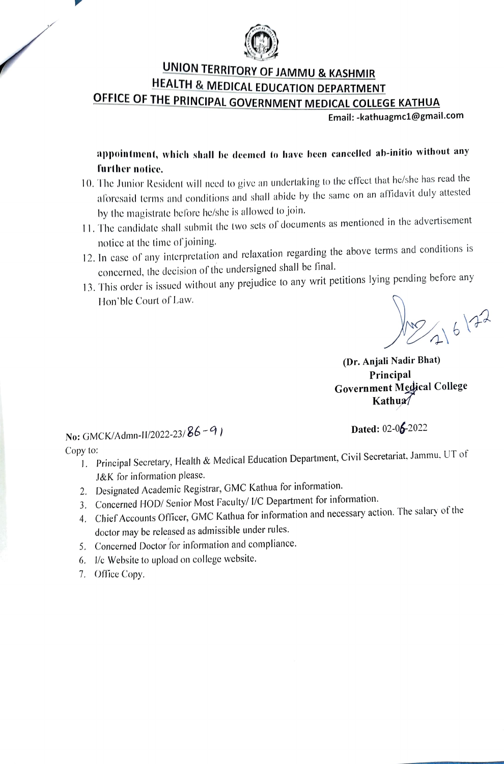# UNION TERRITORY OF JAMMU & KASHMIR
## HEALTH & MEDICAL EDUCATION DEPARTMENT
## OFFICE OF THE PRINCIPAL GOVERNMENT MEDICAL COLLEGE KATHUA

Email: -kathuagmc1@gmail.com

**appointment, which shall be deemed to have been cancelled ab-initio without any further notice.**

10. The Junior Resident will need to give an undertaking to the effect that he/she has read the aforesaid terms and conditions and shall abide by the same on an affidavit duly attested by the magistrate before he/she is allowed to join.
11. The candidate shall submit the two sets of documents as mentioned in the advertisement notice at the time of joining.
12. In case of any interpretation and relaxation regarding the above terms and conditions is concerned, the decision of the undersigned shall be final.
13. This order is issued without any prejudice to any writ petitions lying pending before any Hon'ble Court of Law.

2/6/22

**(Dr. Anjali Nadir Bhat)**
**Principal**
**Government Medical College**
**Kathua**

**No:** GMCK/Admn-II/2022-23/86-91

**Dated:** 02-06-2022

Copy to:

1. Principal Secretary, Health & Medical Education Department, Civil Secretariat, Jammu, UT of J&K for information please.
2. Designated Academic Registrar, GMC Kathua for information.
3. Concerned HOD/ Senior Most Faculty/ I/C Department for information.
4. Chief Accounts Officer, GMC Kathua for information and necessary action. The salary of the doctor may be released as admissible under rules.
5. Concerned Doctor for information and compliance.
6. I/c Website to upload on college website.
7. Office Copy.